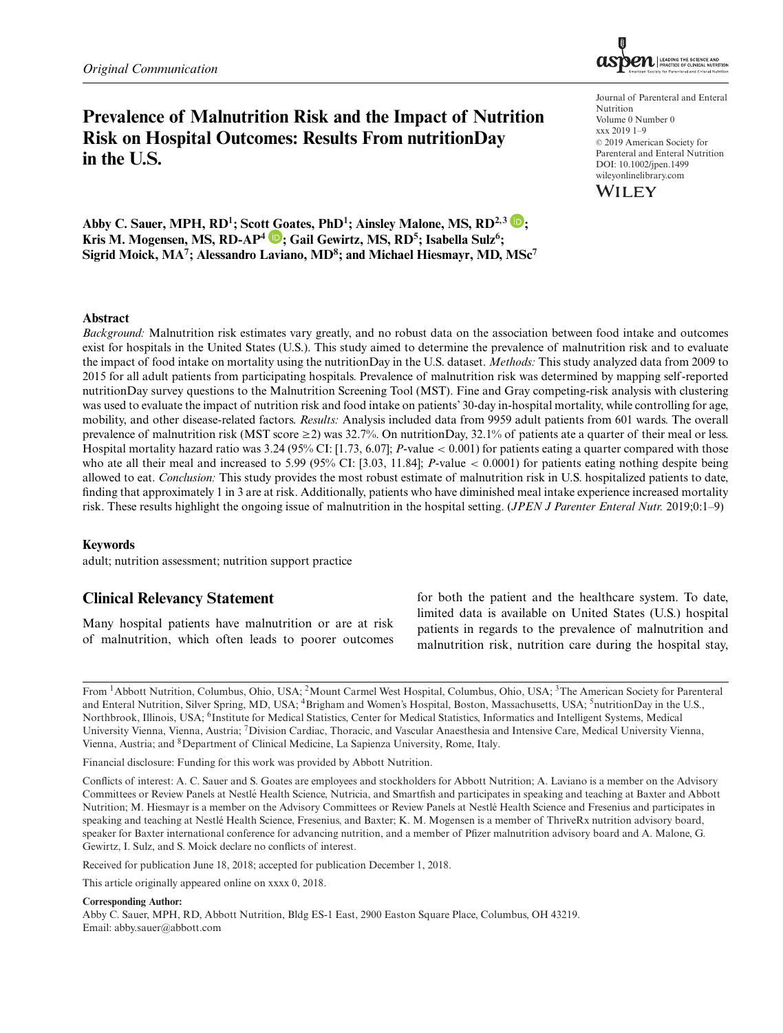*Original Communication*

# Prevalence of Malnutrition Risk and the Impact of Nutrition Risk on Hospital Outcomes: Results From nutritionDay in the U.S.

Journal of Parenteral and Enteral Nutrition
Volume 0 Number 0
xxx 2019 1–9
© 2019 American Society for Parenteral and Enteral Nutrition
DOI: 10.1002/jpen.1499
wileyonlinelibrary.com

**Abby C. Sauer, MPH, RD[1]; Scott Goates, PhD[1]; Ainsley Malone, MS, RD[2,3]; Kris M. Mogensen, MS, RD-AP[4]; Gail Gewirtz, MS, RD[5]; Isabella Sulz[6]; Sigrid Moick, MA[7]; Alessandro Laviano, MD[8]; and Michael Hiesmayr, MD, MSc[7]**

## Abstract

*Background:* Malnutrition risk estimates vary greatly, and no robust data on the association between food intake and outcomes exist for hospitals in the United States (U.S.). This study aimed to determine the prevalence of malnutrition risk and to evaluate the impact of food intake on mortality using the nutritionDay in the U.S. dataset. *Methods:* This study analyzed data from 2009 to 2015 for all adult patients from participating hospitals. Prevalence of malnutrition risk was determined by mapping self-reported nutritionDay survey questions to the Malnutrition Screening Tool (MST). Fine and Gray competing-risk analysis with clustering was used to evaluate the impact of nutrition risk and food intake on patients' 30-day in-hospital mortality, while controlling for age, mobility, and other disease-related factors. *Results:* Analysis included data from 9959 adult patients from 601 wards. The overall prevalence of malnutrition risk (MST score ≥2) was 32.7%. On nutritionDay, 32.1% of patients ate a quarter of their meal or less. Hospital mortality hazard ratio was 3.24 (95% CI: [1.73, 6.07]; *P*-value < 0.001) for patients eating a quarter compared with those who ate all their meal and increased to 5.99 (95% CI: [3.03, 11.84]; *P*-value < 0.0001) for patients eating nothing despite being allowed to eat. *Conclusion:* This study provides the most robust estimate of malnutrition risk in U.S. hospitalized patients to date, finding that approximately 1 in 3 are at risk. Additionally, patients who have diminished meal intake experience increased mortality risk. These results highlight the ongoing issue of malnutrition in the hospital setting. (*JPEN J Parenter Enteral Nutr.* 2019;0:1–9)

### Keywords

adult; nutrition assessment; nutrition support practice

## Clinical Relevancy Statement

Many hospital patients have malnutrition or are at risk of malnutrition, which often leads to poorer outcomes for both the patient and the healthcare system. To date, limited data is available on United States (U.S.) hospital patients in regards to the prevalence of malnutrition and malnutrition risk, nutrition care during the hospital stay,

From [1]Abbott Nutrition, Columbus, Ohio, USA; [2]Mount Carmel West Hospital, Columbus, Ohio, USA; [3]The American Society for Parenteral and Enteral Nutrition, Silver Spring, MD, USA; [4]Brigham and Women's Hospital, Boston, Massachusetts, USA; [5]nutritionDay in the U.S., Northbrook, Illinois, USA; [6]Institute for Medical Statistics, Center for Medical Statistics, Informatics and Intelligent Systems, Medical University Vienna, Vienna, Austria; [7]Division Cardiac, Thoracic, and Vascular Anaesthesia and Intensive Care, Medical University Vienna, Vienna, Austria; and [8]Department of Clinical Medicine, La Sapienza University, Rome, Italy.

Financial disclosure: Funding for this work was provided by Abbott Nutrition.

Conflicts of interest: A. C. Sauer and S. Goates are employees and stockholders for Abbott Nutrition; A. Laviano is a member on the Advisory Committees or Review Panels at Nestlé Health Science, Nutricia, and Smartfish and participates in speaking and teaching at Baxter and Abbott Nutrition; M. Hiesmayr is a member on the Advisory Committees or Review Panels at Nestlé Health Science and Fresenius and participates in speaking and teaching at Nestlé Health Science, Fresenius, and Baxter; K. M. Mogensen is a member of ThriveRx nutrition advisory board, speaker for Baxter international conference for advancing nutrition, and a member of Pfizer malnutrition advisory board and A. Malone, G. Gewirtz, I. Sulz, and S. Moick declare no conflicts of interest.

Received for publication June 18, 2018; accepted for publication December 1, 2018.

This article originally appeared online on xxxx 0, 2018.

**Corresponding Author:**
Abby C. Sauer, MPH, RD, Abbott Nutrition, Bldg ES-1 East, 2900 Easton Square Place, Columbus, OH 43219.
Email: abby.sauer@abbott.com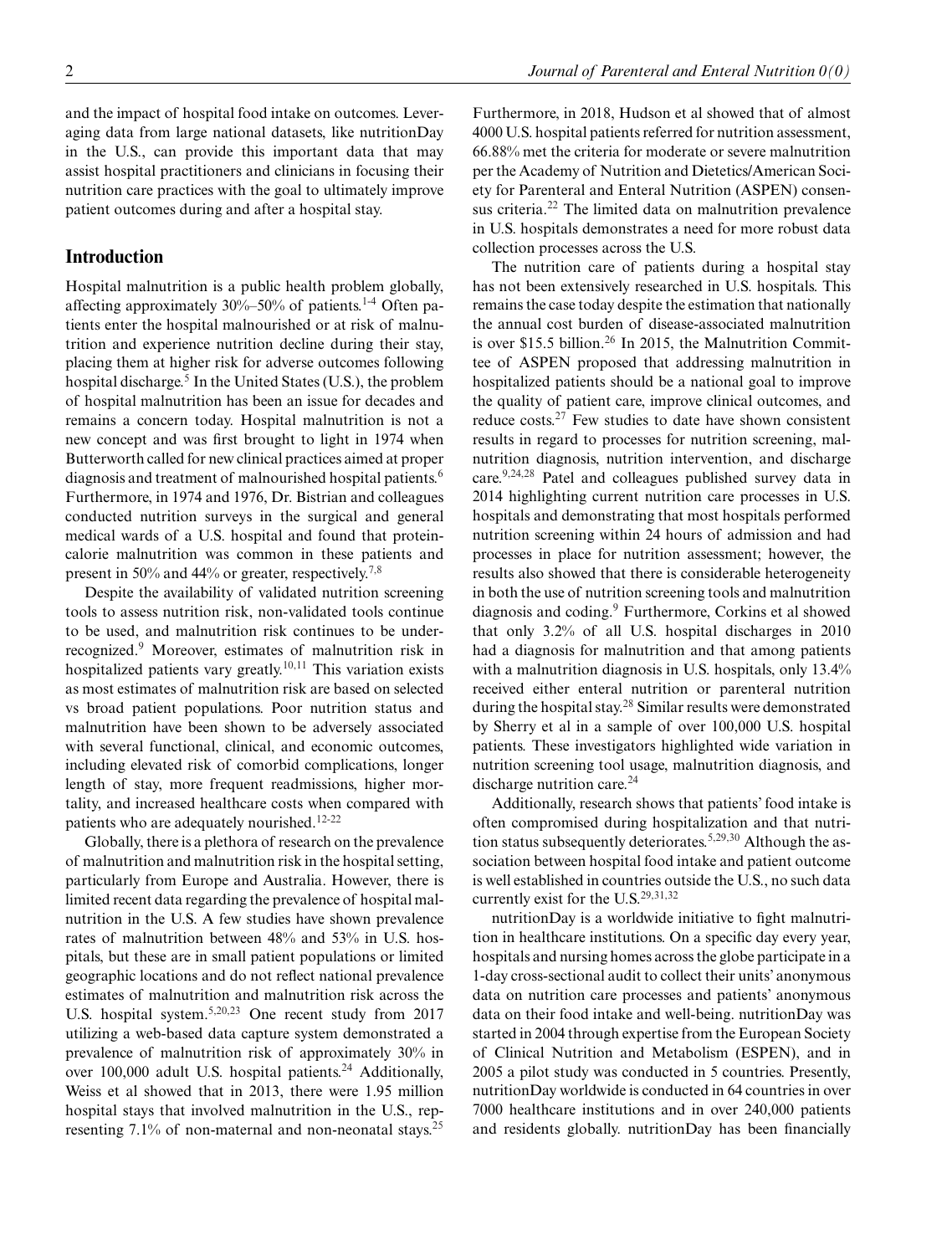and the impact of hospital food intake on outcomes. Leveraging data from large national datasets, like nutritionDay in the U.S., can provide this important data that may assist hospital practitioners and clinicians in focusing their nutrition care practices with the goal to ultimately improve patient outcomes during and after a hospital stay.

## Introduction

Hospital malnutrition is a public health problem globally, affecting approximately 30%–50% of patients.[1-4] Often patients enter the hospital malnourished or at risk of malnutrition and experience nutrition decline during their stay, placing them at higher risk for adverse outcomes following hospital discharge.[5] In the United States (U.S.), the problem of hospital malnutrition has been an issue for decades and remains a concern today. Hospital malnutrition is not a new concept and was first brought to light in 1974 when Butterworth called for new clinical practices aimed at proper diagnosis and treatment of malnourished hospital patients.[6] Furthermore, in 1974 and 1976, Dr. Bistrian and colleagues conducted nutrition surveys in the surgical and general medical wards of a U.S. hospital and found that protein-calorie malnutrition was common in these patients and present in 50% and 44% or greater, respectively.[7,8]

Despite the availability of validated nutrition screening tools to assess nutrition risk, non-validated tools continue to be used, and malnutrition risk continues to be underrecognized.[9] Moreover, estimates of malnutrition risk in hospitalized patients vary greatly.[10,11] This variation exists as most estimates of malnutrition risk are based on selected vs broad patient populations. Poor nutrition status and malnutrition have been shown to be adversely associated with several functional, clinical, and economic outcomes, including elevated risk of comorbid complications, longer length of stay, more frequent readmissions, higher mortality, and increased healthcare costs when compared with patients who are adequately nourished.[12-22]

Globally, there is a plethora of research on the prevalence of malnutrition and malnutrition risk in the hospital setting, particularly from Europe and Australia. However, there is limited recent data regarding the prevalence of hospital malnutrition in the U.S. A few studies have shown prevalence rates of malnutrition between 48% and 53% in U.S. hospitals, but these are in small patient populations or limited geographic locations and do not reflect national prevalence estimates of malnutrition and malnutrition risk across the U.S. hospital system.[5,20,23] One recent study from 2017 utilizing a web-based data capture system demonstrated a prevalence of malnutrition risk of approximately 30% in over 100,000 adult U.S. hospital patients.[24] Additionally, Weiss et al showed that in 2013, there were 1.95 million hospital stays that involved malnutrition in the U.S., representing 7.1% of non-maternal and non-neonatal stays.[25] Furthermore, in 2018, Hudson et al showed that of almost 4000 U.S. hospital patients referred for nutrition assessment, 66.88% met the criteria for moderate or severe malnutrition per the Academy of Nutrition and Dietetics/American Society for Parenteral and Enteral Nutrition (ASPEN) consensus criteria.[22] The limited data on malnutrition prevalence in U.S. hospitals demonstrates a need for more robust data collection processes across the U.S.

The nutrition care of patients during a hospital stay has not been extensively researched in U.S. hospitals. This remains the case today despite the estimation that nationally the annual cost burden of disease-associated malnutrition is over \$15.5 billion.[26] In 2015, the Malnutrition Committee of ASPEN proposed that addressing malnutrition in hospitalized patients should be a national goal to improve the quality of patient care, improve clinical outcomes, and reduce costs.[27] Few studies to date have shown consistent results in regard to processes for nutrition screening, malnutrition diagnosis, nutrition intervention, and discharge care.[9,24,28] Patel and colleagues published survey data in 2014 highlighting current nutrition care processes in U.S. hospitals and demonstrating that most hospitals performed nutrition screening within 24 hours of admission and had processes in place for nutrition assessment; however, the results also showed that there is considerable heterogeneity in both the use of nutrition screening tools and malnutrition diagnosis and coding.[9] Furthermore, Corkins et al showed that only 3.2% of all U.S. hospital discharges in 2010 had a diagnosis for malnutrition and that among patients with a malnutrition diagnosis in U.S. hospitals, only 13.4% received either enteral nutrition or parenteral nutrition during the hospital stay.[28] Similar results were demonstrated by Sherry et al in a sample of over 100,000 U.S. hospital patients. These investigators highlighted wide variation in nutrition screening tool usage, malnutrition diagnosis, and discharge nutrition care.[24]

Additionally, research shows that patients' food intake is often compromised during hospitalization and that nutrition status subsequently deteriorates.[5,29,30] Although the association between hospital food intake and patient outcome is well established in countries outside the U.S., no such data currently exist for the U.S.[29,31,32]

nutritionDay is a worldwide initiative to fight malnutrition in healthcare institutions. On a specific day every year, hospitals and nursing homes across the globe participate in a 1-day cross-sectional audit to collect their units' anonymous data on nutrition care processes and patients' anonymous data on their food intake and well-being. nutritionDay was started in 2004 through expertise from the European Society of Clinical Nutrition and Metabolism (ESPEN), and in 2005 a pilot study was conducted in 5 countries. Presently, nutritionDay worldwide is conducted in 64 countries in over 7000 healthcare institutions and in over 240,000 patients and residents globally. nutritionDay has been financially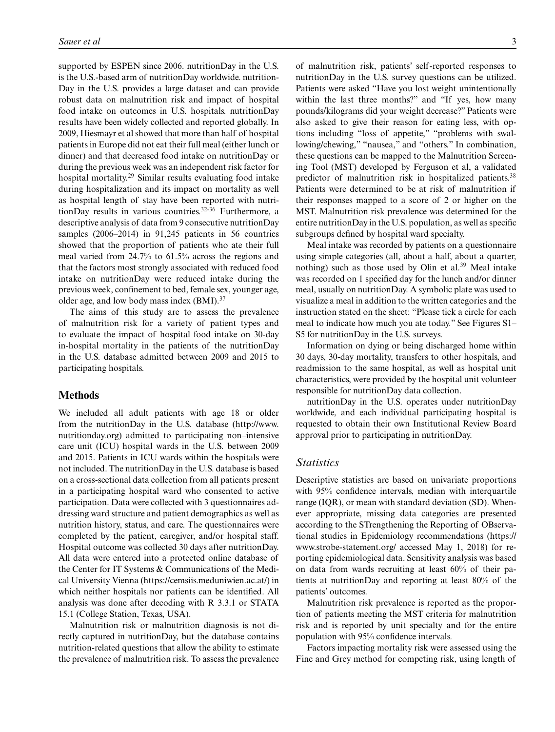supported by ESPEN since 2006. nutritionDay in the U.S. is the U.S.-based arm of nutritionDay worldwide. nutritionDay in the U.S. provides a large dataset and can provide robust data on malnutrition risk and impact of hospital food intake on outcomes in U.S. hospitals. nutritionDay results have been widely collected and reported globally. In 2009, Hiesmayr et al showed that more than half of hospital patients in Europe did not eat their full meal (either lunch or dinner) and that decreased food intake on nutritionDay or during the previous week was an independent risk factor for hospital mortality.[29] Similar results evaluating food intake during hospitalization and its impact on mortality as well as hospital length of stay have been reported with nutritionDay results in various countries.[32-36] Furthermore, a descriptive analysis of data from 9 consecutive nutritionDay samples (2006–2014) in 91,245 patients in 56 countries showed that the proportion of patients who ate their full meal varied from 24.7% to 61.5% across the regions and that the factors most strongly associated with reduced food intake on nutritionDay were reduced intake during the previous week, confinement to bed, female sex, younger age, older age, and low body mass index (BMI).[37]

The aims of this study are to assess the prevalence of malnutrition risk for a variety of patient types and to evaluate the impact of hospital food intake on 30-day in-hospital mortality in the patients of the nutritionDay in the U.S. database admitted between 2009 and 2015 to participating hospitals.

## Methods

We included all adult patients with age 18 or older from the nutritionDay in the U.S. database (http://www.nutritionday.org) admitted to participating non–intensive care unit (ICU) hospital wards in the U.S. between 2009 and 2015. Patients in ICU wards within the hospitals were not included. The nutritionDay in the U.S. database is based on a cross-sectional data collection from all patients present in a participating hospital ward who consented to active participation. Data were collected with 3 questionnaires addressing ward structure and patient demographics as well as nutrition history, status, and care. The questionnaires were completed by the patient, caregiver, and/or hospital staff. Hospital outcome was collected 30 days after nutritionDay. All data were entered into a protected online database of the Center for IT Systems & Communications of the Medical University Vienna (https://cemsiis.meduniwien.ac.at/) in which neither hospitals nor patients can be identified. All analysis was done after decoding with R 3.3.1 or STATA 15.1 (College Station, Texas, USA).

Malnutrition risk or malnutrition diagnosis is not directly captured in nutritionDay, but the database contains nutrition-related questions that allow the ability to estimate the prevalence of malnutrition risk. To assess the prevalence of malnutrition risk, patients' self-reported responses to nutritionDay in the U.S. survey questions can be utilized. Patients were asked "Have you lost weight unintentionally within the last three months?" and "If yes, how many pounds/kilograms did your weight decrease?" Patients were also asked to give their reason for eating less, with options including "loss of appetite," "problems with swallowing/chewing," "nausea," and "others." In combination, these questions can be mapped to the Malnutrition Screening Tool (MST) developed by Ferguson et al, a validated predictor of malnutrition risk in hospitalized patients.[38] Patients were determined to be at risk of malnutrition if their responses mapped to a score of 2 or higher on the MST. Malnutrition risk prevalence was determined for the entire nutritionDay in the U.S. population, as well as specific subgroups defined by hospital ward specialty.

Meal intake was recorded by patients on a questionnaire using simple categories (all, about a half, about a quarter, nothing) such as those used by Olin et al.[39] Meal intake was recorded on 1 specified day for the lunch and/or dinner meal, usually on nutritionDay. A symbolic plate was used to visualize a meal in addition to the written categories and the instruction stated on the sheet: "Please tick a circle for each meal to indicate how much you ate today." See Figures S1–S5 for nutritionDay in the U.S. surveys.

Information on dying or being discharged home within 30 days, 30-day mortality, transfers to other hospitals, and readmission to the same hospital, as well as hospital unit characteristics, were provided by the hospital unit volunteer responsible for nutritionDay data collection.

nutritionDay in the U.S. operates under nutritionDay worldwide, and each individual participating hospital is requested to obtain their own Institutional Review Board approval prior to participating in nutritionDay.

### Statistics

Descriptive statistics are based on univariate proportions with 95% confidence intervals, median with interquartile range (IQR), or mean with standard deviation (SD). Whenever appropriate, missing data categories are presented according to the STrengthening the Reporting of OBservational studies in Epidemiology recommendations (https://www.strobe-statement.org/ accessed May 1, 2018) for reporting epidemiological data. Sensitivity analysis was based on data from wards recruiting at least 60% of their patients at nutritionDay and reporting at least 80% of the patients' outcomes.

Malnutrition risk prevalence is reported as the proportion of patients meeting the MST criteria for malnutrition risk and is reported by unit specialty and for the entire population with 95% confidence intervals.

Factors impacting mortality risk were assessed using the Fine and Grey method for competing risk, using length of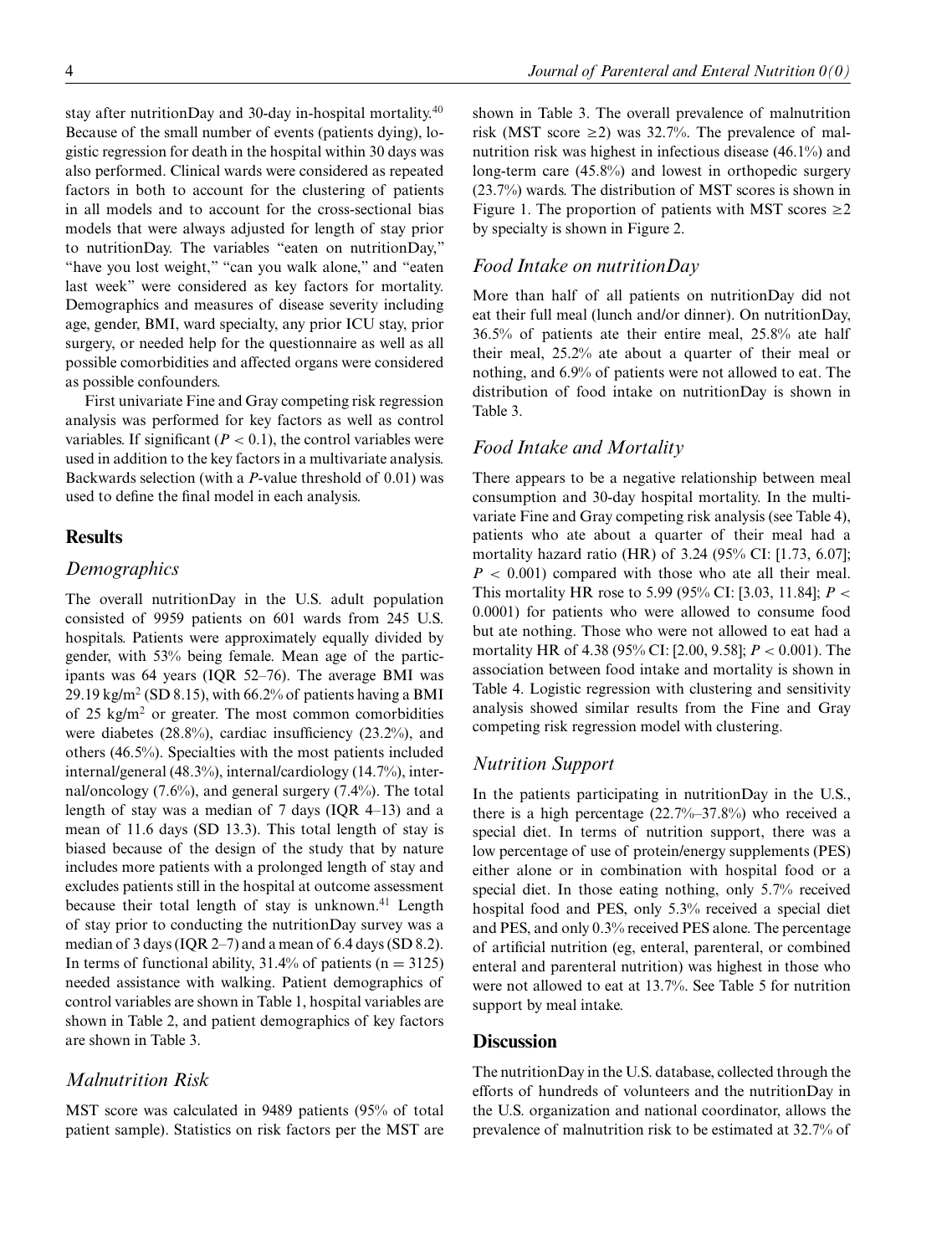stay after nutritionDay and 30-day in-hospital mortality.[40] Because of the small number of events (patients dying), logistic regression for death in the hospital within 30 days was also performed. Clinical wards were considered as repeated factors in both to account for the clustering of patients in all models and to account for the cross-sectional bias models that were always adjusted for length of stay prior to nutritionDay. The variables "eaten on nutritionDay," "have you lost weight," "can you walk alone," and "eaten last week" were considered as key factors for mortality. Demographics and measures of disease severity including age, gender, BMI, ward specialty, any prior ICU stay, prior surgery, or needed help for the questionnaire as well as all possible comorbidities and affected organs were considered as possible confounders.

First univariate Fine and Gray competing risk regression analysis was performed for key factors as well as control variables. If significant ($P < 0.1$), the control variables were used in addition to the key factors in a multivariate analysis. Backwards selection (with a $P$-value threshold of 0.01) was used to define the final model in each analysis.

## Results

### Demographics

The overall nutritionDay in the U.S. adult population consisted of 9959 patients on 601 wards from 245 U.S. hospitals. Patients were approximately equally divided by gender, with 53% being female. Mean age of the participants was 64 years (IQR 52–76). The average BMI was 29.19 kg/m$^2$ (SD 8.15), with 66.2% of patients having a BMI of 25 kg/m$^2$ or greater. The most common comorbidities were diabetes (28.8%), cardiac insufficiency (23.2%), and others (46.5%). Specialties with the most patients included internal/general (48.3%), internal/cardiology (14.7%), internal/oncology (7.6%), and general surgery (7.4%). The total length of stay was a median of 7 days (IQR 4–13) and a mean of 11.6 days (SD 13.3). This total length of stay is biased because of the design of the study that by nature includes more patients with a prolonged length of stay and excludes patients still in the hospital at outcome assessment because their total length of stay is unknown.[41] Length of stay prior to conducting the nutritionDay survey was a median of 3 days (IQR 2–7) and a mean of 6.4 days (SD 8.2). In terms of functional ability, 31.4% of patients (n = 3125) needed assistance with walking. Patient demographics of control variables are shown in Table 1, hospital variables are shown in Table 2, and patient demographics of key factors are shown in Table 3.

### Malnutrition Risk

MST score was calculated in 9489 patients (95% of total patient sample). Statistics on risk factors per the MST are shown in Table 3. The overall prevalence of malnutrition risk (MST score ≥2) was 32.7%. The prevalence of malnutrition risk was highest in infectious disease (46.1%) and long-term care (45.8%) and lowest in orthopedic surgery (23.7%) wards. The distribution of MST scores is shown in Figure 1. The proportion of patients with MST scores ≥2 by specialty is shown in Figure 2.

### Food Intake on nutritionDay

More than half of all patients on nutritionDay did not eat their full meal (lunch and/or dinner). On nutritionDay, 36.5% of patients ate their entire meal, 25.8% ate half their meal, 25.2% ate about a quarter of their meal or nothing, and 6.9% of patients were not allowed to eat. The distribution of food intake on nutritionDay is shown in Table 3.

### Food Intake and Mortality

There appears to be a negative relationship between meal consumption and 30-day hospital mortality. In the multivariate Fine and Gray competing risk analysis (see Table 4), patients who ate about a quarter of their meal had a mortality hazard ratio (HR) of 3.24 (95% CI: [1.73, 6.07]; $P < 0.001$) compared with those who ate all their meal. This mortality HR rose to 5.99 (95% CI: [3.03, 11.84]; $P < 0.0001$) for patients who were allowed to consume food but ate nothing. Those who were not allowed to eat had a mortality HR of 4.38 (95% CI: [2.00, 9.58]; $P < 0.001$). The association between food intake and mortality is shown in Table 4. Logistic regression with clustering and sensitivity analysis showed similar results from the Fine and Gray competing risk regression model with clustering.

### Nutrition Support

In the patients participating in nutritionDay in the U.S., there is a high percentage (22.7%–37.8%) who received a special diet. In terms of nutrition support, there was a low percentage of use of protein/energy supplements (PES) either alone or in combination with hospital food or a special diet. In those eating nothing, only 5.7% received hospital food and PES, only 5.3% received a special diet and PES, and only 0.3% received PES alone. The percentage of artificial nutrition (eg, enteral, parenteral, or combined enteral and parenteral nutrition) was highest in those who were not allowed to eat at 13.7%. See Table 5 for nutrition support by meal intake.

## Discussion

The nutritionDay in the U.S. database, collected through the efforts of hundreds of volunteers and the nutritionDay in the U.S. organization and national coordinator, allows the prevalence of malnutrition risk to be estimated at 32.7% of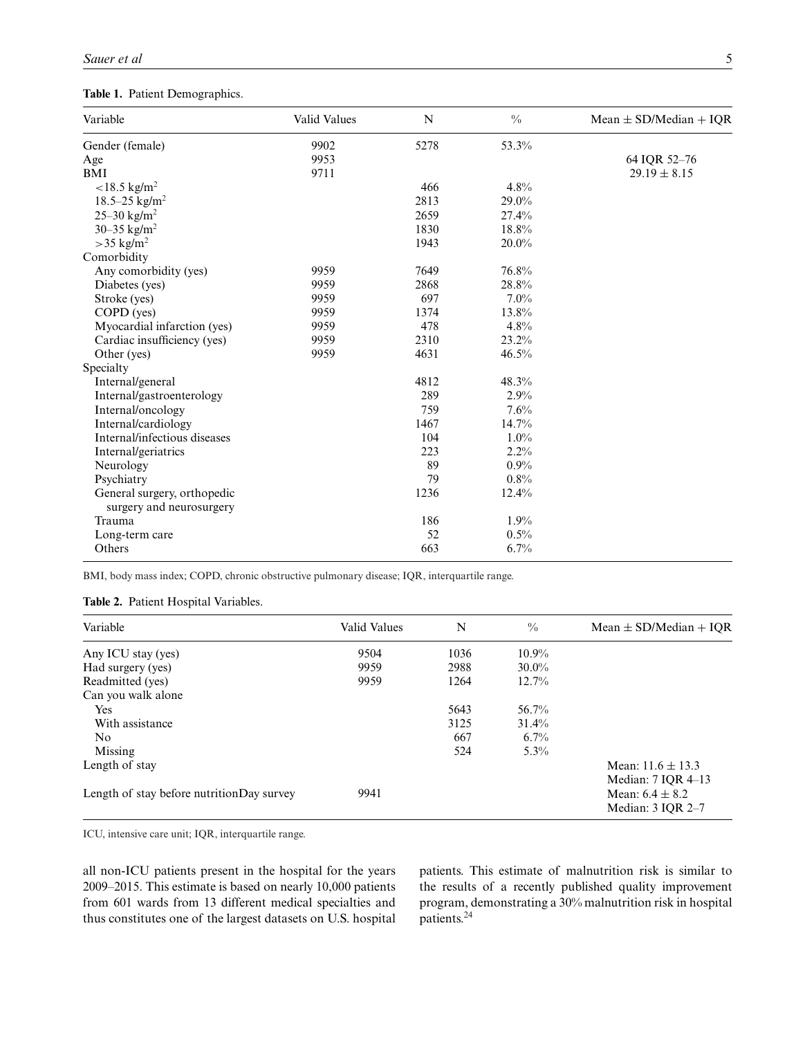**Table 1.** Patient Demographics.

| Variable | Valid Values | N | % | Mean ± SD/Median + IQR |
|---|---|---|---|---|
| Gender (female) | 9902 | 5278 | 53.3% | |
| Age | 9953 | | | 64 IQR 52–76 |
| BMI | 9711 | | | 29.19 ± 8.15 |
| <18.5 kg/m$^2$ | | 466 | 4.8% | |
| 18.5–25 kg/m$^2$ | | 2813 | 29.0% | |
| 25–30 kg/m$^2$ | | 2659 | 27.4% | |
| 30–35 kg/m$^2$ | | 1830 | 18.8% | |
| >35 kg/m$^2$ | | 1943 | 20.0% | |
| Comorbidity | | | | |
| Any comorbidity (yes) | 9959 | 7649 | 76.8% | |
| Diabetes (yes) | 9959 | 2868 | 28.8% | |
| Stroke (yes) | 9959 | 697 | 7.0% | |
| COPD (yes) | 9959 | 1374 | 13.8% | |
| Myocardial infarction (yes) | 9959 | 478 | 4.8% | |
| Cardiac insufficiency (yes) | 9959 | 2310 | 23.2% | |
| Other (yes) | 9959 | 4631 | 46.5% | |
| Specialty | | | | |
| Internal/general | | 4812 | 48.3% | |
| Internal/gastroenterology | | 289 | 2.9% | |
| Internal/oncology | | 759 | 7.6% | |
| Internal/cardiology | | 1467 | 14.7% | |
| Internal/infectious diseases | | 104 | 1.0% | |
| Internal/geriatrics | | 223 | 2.2% | |
| Neurology | | 89 | 0.9% | |
| Psychiatry | | 79 | 0.8% | |
| General surgery, orthopedic surgery and neurosurgery | | 1236 | 12.4% | |
| Trauma | | 186 | 1.9% | |
| Long-term care | | 52 | 0.5% | |
| Others | | 663 | 6.7% | |

BMI, body mass index; COPD, chronic obstructive pulmonary disease; IQR, interquartile range.

**Table 2.** Patient Hospital Variables.

| Variable | Valid Values | N | % | Mean ± SD/Median + IQR |
|---|---|---|---|---|
| Any ICU stay (yes) | 9504 | 1036 | 10.9% | |
| Had surgery (yes) | 9959 | 2988 | 30.0% | |
| Readmitted (yes) | 9959 | 1264 | 12.7% | |
| Can you walk alone | | | | |
| Yes | | 5643 | 56.7% | |
| With assistance | | 3125 | 31.4% | |
| No | | 667 | 6.7% | |
| Missing | | 524 | 5.3% | |
| Length of stay | | | | Mean: 11.6 ± 13.3<br>Median: 7 IQR 4–13 |
| Length of stay before nutritionDay survey | 9941 | | | Mean: 6.4 ± 8.2<br>Median: 3 IQR 2–7 |

ICU, intensive care unit; IQR, interquartile range.

all non-ICU patients present in the hospital for the years 2009–2015. This estimate is based on nearly 10,000 patients from 601 wards from 13 different medical specialties and thus constitutes one of the largest datasets on U.S. hospital patients. This estimate of malnutrition risk is similar to the results of a recently published quality improvement program, demonstrating a 30% malnutrition risk in hospital patients.[24]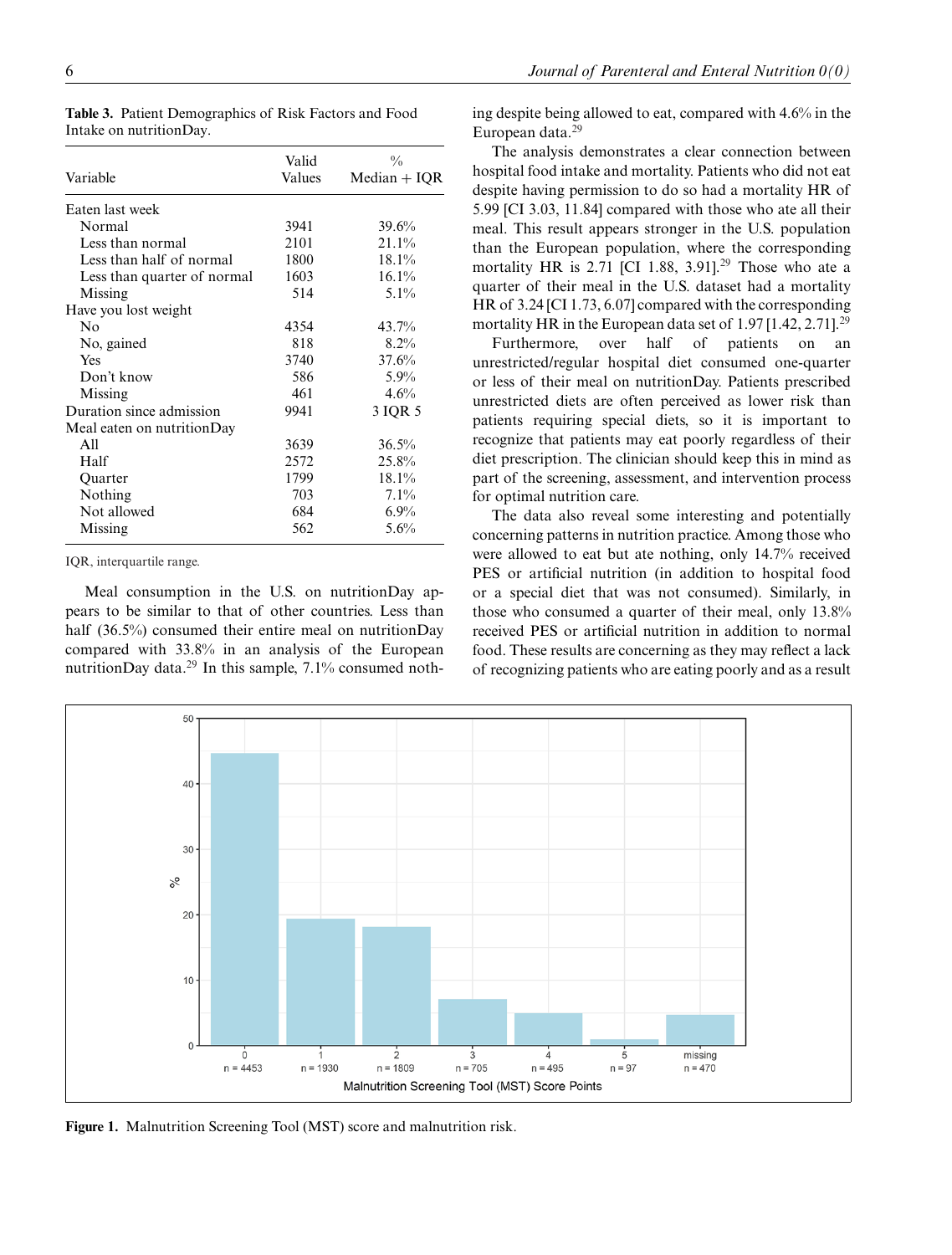**Table 3.** Patient Demographics of Risk Factors and Food Intake on nutritionDay.

| Variable | Valid Values | % Median + IQR |
|---|---|---|
| Eaten last week | | |
| Normal | 3941 | 39.6% |
| Less than normal | 2101 | 21.1% |
| Less than half of normal | 1800 | 18.1% |
| Less than quarter of normal | 1603 | 16.1% |
| Missing | 514 | 5.1% |
| Have you lost weight | | |
| No | 4354 | 43.7% |
| No, gained | 818 | 8.2% |
| Yes | 3740 | 37.6% |
| Don't know | 586 | 5.9% |
| Missing | 461 | 4.6% |
| Duration since admission | 9941 | 3 IQR 5 |
| Meal eaten on nutritionDay | | |
| All | 3639 | 36.5% |
| Half | 2572 | 25.8% |
| Quarter | 1799 | 18.1% |
| Nothing | 703 | 7.1% |
| Not allowed | 684 | 6.9% |
| Missing | 562 | 5.6% |

IQR, interquartile range.

Meal consumption in the U.S. on nutritionDay appears to be similar to that of other countries. Less than half (36.5%) consumed their entire meal on nutritionDay compared with 33.8% in an analysis of the European nutritionDay data.[29] In this sample, 7.1% consumed nothing despite being allowed to eat, compared with 4.6% in the European data.[29]

The analysis demonstrates a clear connection between hospital food intake and mortality. Patients who did not eat despite having permission to do so had a mortality HR of 5.99 [CI 3.03, 11.84] compared with those who ate all their meal. This result appears stronger in the U.S. population than the European population, where the corresponding mortality HR is 2.71 [CI 1.88, 3.91].[29] Those who ate a quarter of their meal in the U.S. dataset had a mortality HR of 3.24 [CI 1.73, 6.07] compared with the corresponding mortality HR in the European data set of 1.97 [1.42, 2.71].[29]

Furthermore, over half of patients on an unrestricted/regular hospital diet consumed one-quarter or less of their meal on nutritionDay. Patients prescribed unrestricted diets are often perceived as lower risk than patients requiring special diets, so it is important to recognize that patients may eat poorly regardless of their diet prescription. The clinician should keep this in mind as part of the screening, assessment, and intervention process for optimal nutrition care.

The data also reveal some interesting and potentially concerning patterns in nutrition practice. Among those who were allowed to eat but ate nothing, only 14.7% received PES or artificial nutrition (in addition to hospital food or a special diet that was not consumed). Similarly, in those who consumed a quarter of their meal, only 13.8% received PES or artificial nutrition in addition to normal food. These results are concerning as they may reflect a lack of recognizing patients who are eating poorly and as a result

**Figure 1.** Malnutrition Screening Tool (MST) score and malnutrition risk.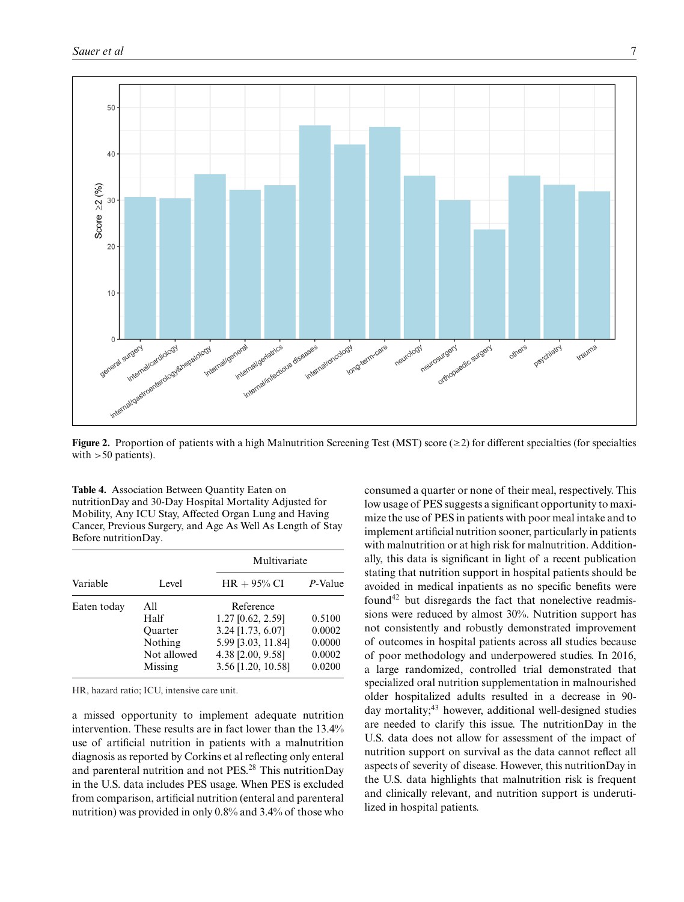**Figure 2.** Proportion of patients with a high Malnutrition Screening Test (MST) score (≥2) for different specialties (for specialties with >50 patients).

**Table 4.** Association Between Quantity Eaten on nutritionDay and 30-Day Hospital Mortality Adjusted for Mobility, Any ICU Stay, Affected Organ Lung and Having Cancer, Previous Surgery, and Age As Well As Length of Stay Before nutritionDay.

| Variable | Level | Multivariate | |
|---|---|---|---|
| | | HR + 95% CI | *P*-Value |
| Eaten today | All | Reference | |
| | Half | 1.27 [0.62, 2.59] | 0.5100 |
| | Quarter | 3.24 [1.73, 6.07] | 0.0002 |
| | Nothing | 5.99 [3.03, 11.84] | 0.0000 |
| | Not allowed | 4.38 [2.00, 9.58] | 0.0002 |
| | Missing | 3.56 [1.20, 10.58] | 0.0200 |

HR, hazard ratio; ICU, intensive care unit.

a missed opportunity to implement adequate nutrition intervention. These results are in fact lower than the 13.4% use of artificial nutrition in patients with a malnutrition diagnosis as reported by Corkins et al reflecting only enteral and parenteral nutrition and not PES.[28] This nutritionDay in the U.S. data includes PES usage. When PES is excluded from comparison, artificial nutrition (enteral and parenteral nutrition) was provided in only 0.8% and 3.4% of those who consumed a quarter or none of their meal, respectively. This low usage of PES suggests a significant opportunity to maximize the use of PES in patients with poor meal intake and to implement artificial nutrition sooner, particularly in patients with malnutrition or at high risk for malnutrition. Additionally, this data is significant in light of a recent publication stating that nutrition support in hospital patients should be avoided in medical inpatients as no specific benefits were found[42] but disregards the fact that nonelective readmissions were reduced by almost 30%. Nutrition support has not consistently and robustly demonstrated improvement of outcomes in hospital patients across all studies because of poor methodology and underpowered studies. In 2016, a large randomized, controlled trial demonstrated that specialized oral nutrition supplementation in malnourished older hospitalized adults resulted in a decrease in 90-day mortality;[43] however, additional well-designed studies are needed to clarify this issue. The nutritionDay in the U.S. data does not allow for assessment of the impact of nutrition support on survival as the data cannot reflect all aspects of severity of disease. However, this nutritionDay in the U.S. data highlights that malnutrition risk is frequent and clinically relevant, and nutrition support is underutilized in hospital patients.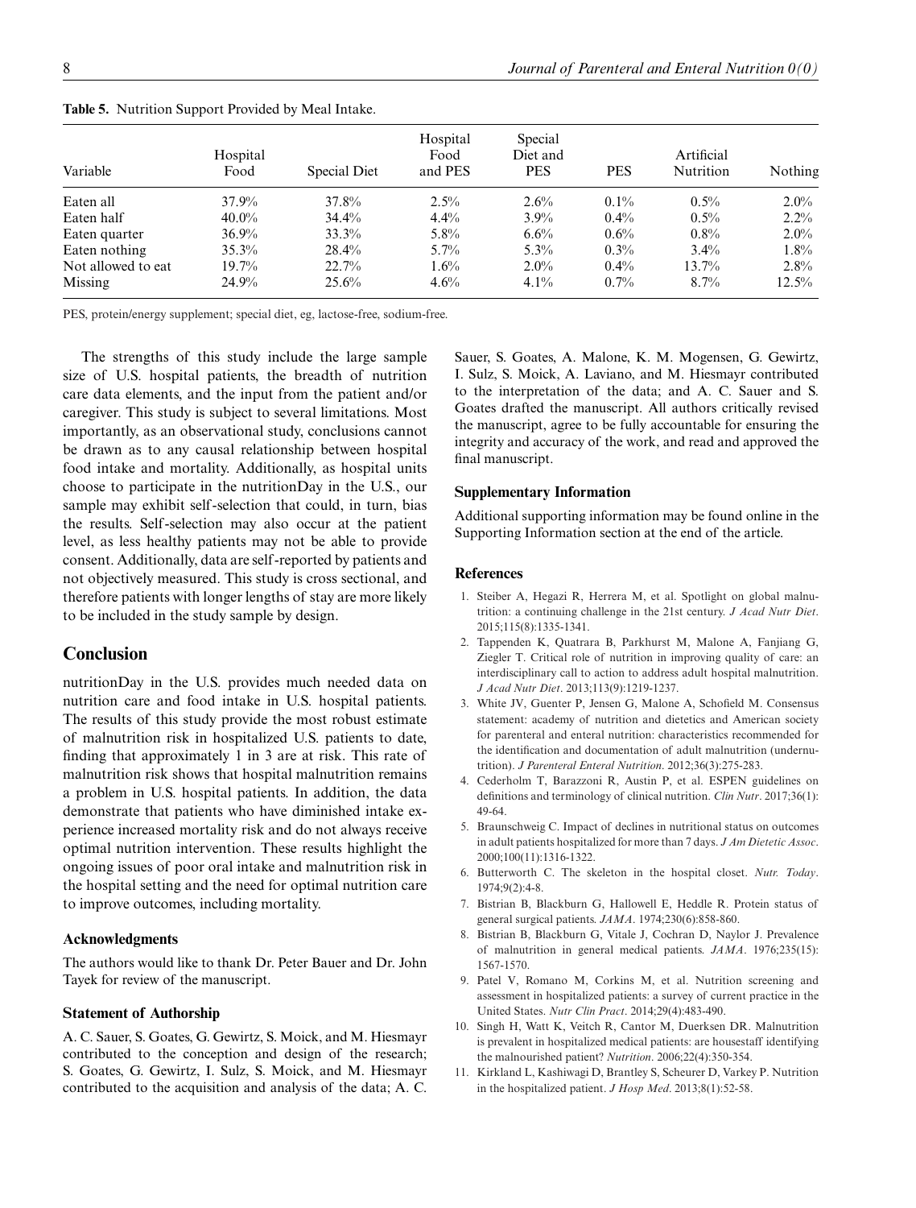**Table 5.** Nutrition Support Provided by Meal Intake.

| Variable | Hospital Food | Special Diet | Hospital Food and PES | Special Diet and PES | PES | Artificial Nutrition | Nothing |
|---|---|---|---|---|---|---|---|
| Eaten all | 37.9% | 37.8% | 2.5% | 2.6% | 0.1% | 0.5% | 2.0% |
| Eaten half | 40.0% | 34.4% | 4.4% | 3.9% | 0.4% | 0.5% | 2.2% |
| Eaten quarter | 36.9% | 33.3% | 5.8% | 6.6% | 0.6% | 0.8% | 2.0% |
| Eaten nothing | 35.3% | 28.4% | 5.7% | 5.3% | 0.3% | 3.4% | 1.8% |
| Not allowed to eat | 19.7% | 22.7% | 1.6% | 2.0% | 0.4% | 13.7% | 2.8% |
| Missing | 24.9% | 25.6% | 4.6% | 4.1% | 0.7% | 8.7% | 12.5% |

PES, protein/energy supplement; special diet, eg, lactose-free, sodium-free.

The strengths of this study include the large sample size of U.S. hospital patients, the breadth of nutrition care data elements, and the input from the patient and/or caregiver. This study is subject to several limitations. Most importantly, as an observational study, conclusions cannot be drawn as to any causal relationship between hospital food intake and mortality. Additionally, as hospital units choose to participate in the nutritionDay in the U.S., our sample may exhibit self-selection that could, in turn, bias the results. Self-selection may also occur at the patient level, as less healthy patients may not be able to provide consent. Additionally, data are self-reported by patients and not objectively measured. This study is cross sectional, and therefore patients with longer lengths of stay are more likely to be included in the study sample by design.

## Conclusion

nutritionDay in the U.S. provides much needed data on nutrition care and food intake in U.S. hospital patients. The results of this study provide the most robust estimate of malnutrition risk in hospitalized U.S. patients to date, finding that approximately 1 in 3 are at risk. This rate of malnutrition risk shows that hospital malnutrition remains a problem in U.S. hospital patients. In addition, the data demonstrate that patients who have diminished intake experience increased mortality risk and do not always receive optimal nutrition intervention. These results highlight the ongoing issues of poor oral intake and malnutrition risk in the hospital setting and the need for optimal nutrition care to improve outcomes, including mortality.

### Acknowledgments

The authors would like to thank Dr. Peter Bauer and Dr. John Tayek for review of the manuscript.

### Statement of Authorship

A. C. Sauer, S. Goates, G. Gewirtz, S. Moick, and M. Hiesmayr contributed to the conception and design of the research; S. Goates, G. Gewirtz, I. Sulz, S. Moick, and M. Hiesmayr contributed to the acquisition and analysis of the data; A. C. Sauer, S. Goates, A. Malone, K. M. Mogensen, G. Gewirtz, I. Sulz, S. Moick, A. Laviano, and M. Hiesmayr contributed to the interpretation of the data; and A. C. Sauer and S. Goates drafted the manuscript. All authors critically revised the manuscript, agree to be fully accountable for ensuring the integrity and accuracy of the work, and read and approved the final manuscript.

### Supplementary Information

Additional supporting information may be found online in the Supporting Information section at the end of the article.

### References

1. Steiber A, Hegazi R, Herrera M, et al. Spotlight on global malnutrition: a continuing challenge in the 21st century. *J Acad Nutr Diet*. 2015;115(8):1335-1341.
2. Tappenden K, Quatrara B, Parkhurst M, Malone A, Fanjiang G, Ziegler T. Critical role of nutrition in improving quality of care: an interdisciplinary call to action to address adult hospital malnutrition. *J Acad Nutr Diet*. 2013;113(9):1219-1237.
3. White JV, Guenter P, Jensen G, Malone A, Schofield M. Consensus statement: academy of nutrition and dietetics and American society for parenteral and enteral nutrition: characteristics recommended for the identification and documentation of adult malnutrition (undernutrition). *J Parenteral Enteral Nutrition*. 2012;36(3):275-283.
4. Cederholm T, Barazzoni R, Austin P, et al. ESPEN guidelines on definitions and terminology of clinical nutrition. *Clin Nutr*. 2017;36(1): 49-64.
5. Braunschweig C. Impact of declines in nutritional status on outcomes in adult patients hospitalized for more than 7 days. *J Am Dietetic Assoc*. 2000;100(11):1316-1322.
6. Butterworth C. The skeleton in the hospital closet. *Nutr. Today*. 1974;9(2):4-8.
7. Bistrian B, Blackburn G, Hallowell E, Heddle R. Protein status of general surgical patients. *JAMA*. 1974;230(6):858-860.
8. Bistrian B, Blackburn G, Vitale J, Cochran D, Naylor J. Prevalence of malnutrition in general medical patients. *JAMA*. 1976;235(15): 1567-1570.
9. Patel V, Romano M, Corkins M, et al. Nutrition screening and assessment in hospitalized patients: a survey of current practice in the United States. *Nutr Clin Pract*. 2014;29(4):483-490.
10. Singh H, Watt K, Veitch R, Cantor M, Duerksen DR. Malnutrition is prevalent in hospitalized medical patients: are housestaff identifying the malnourished patient? *Nutrition*. 2006;22(4):350-354.
11. Kirkland L, Kashiwagi D, Brantley S, Scheurer D, Varkey P. Nutrition in the hospitalized patient. *J Hosp Med*. 2013;8(1):52-58.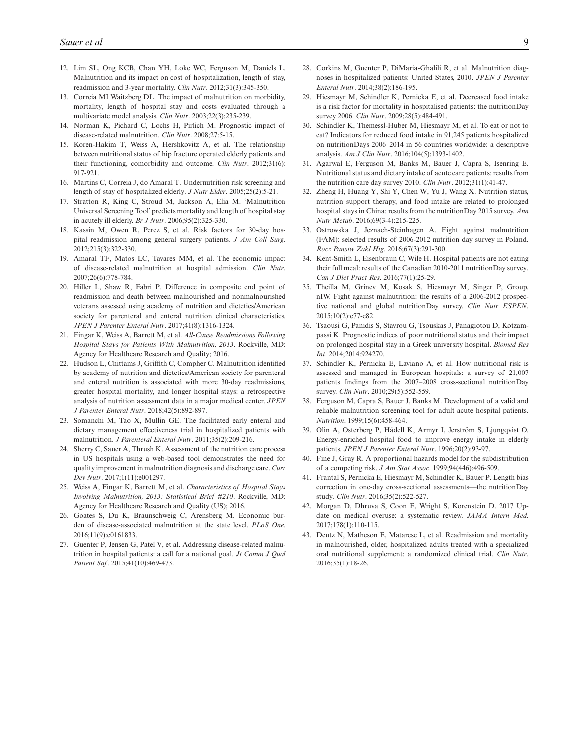12. Lim SL, Ong KCB, Chan YH, Loke WC, Ferguson M, Daniels L. Malnutrition and its impact on cost of hospitalization, length of stay, readmission and 3-year mortality. *Clin Nutr*. 2012;31(3):345-350.
13. Correia MI Waitzberg DL. The impact of malnutrition on morbidity, mortality, length of hospital stay and costs evaluated through a multivariate model analysis. *Clin Nutr*. 2003;22(3):235-239.
14. Norman K, Pichard C, Lochs H, Pirlich M. Prognostic impact of disease-related malnutrition. *Clin Nutr*. 2008;27:5-15.
15. Koren-Hakim T, Weiss A, Hershkovitz A, et al. The relationship between nutritional status of hip fracture operated elderly patients and their functioning, comorbidity and outcome. *Clin Nutr*. 2012;31(6): 917-921.
16. Martins C, Correia J, do Amaral T. Undernutrition risk screening and length of stay of hospitalized elderly. *J Nutr Elder*. 2005;25(2):5-21.
17. Stratton R, King C, Stroud M, Jackson A, Elia M. 'Malnutrition Universal Screening Tool' predicts mortality and length of hospital stay in acutely ill elderly. *Br J Nutr*. 2006;95(2):325-330.
18. Kassin M, Owen R, Perez S, et al. Risk factors for 30-day hospital readmission among general surgery patients. *J Am Coll Surg*. 2012;215(3):322-330.
19. Amaral TF, Matos LC, Tavares MM, et al. The economic impact of disease-related malnutrition at hospital admission. *Clin Nutr*. 2007;26(6):778-784.
20. Hiller L, Shaw R, Fabri P. Difference in composite end point of readmission and death between malnourished and nonmalnourished veterans assessed using academy of nutrition and dietetics/American society for parenteral and enteral nutrition clinical characteristics. *JPEN J Parenter Enteral Nutr*. 2017;41(8):1316-1324.
21. Fingar K, Weiss A, Barrett M, et al. *All-Cause Readmissions Following Hospital Stays for Patients With Malnutrition, 2013*. Rockville, MD: Agency for Healthcare Research and Quality; 2016.
22. Hudson L, Chittams J, Griffith C, Compher C. Malnutrition identified by academy of nutrition and dietetics/American society for parenteral and enteral nutrition is associated with more 30-day readmissions, greater hospital mortality, and longer hospital stays: a retrospective analysis of nutrition assessment data in a major medical center. *JPEN J Parenter Enteral Nutr*. 2018;42(5):892-897.
23. Somanchi M, Tao X, Mullin GE. The facilitated early enteral and dietary management effectiveness trial in hospitalized patients with malnutrition. *J Parenteral Enteral Nutr*. 2011;35(2):209-216.
24. Sherry C, Sauer A, Thrush K. Assessment of the nutrition care process in US hospitals using a web-based tool demonstrates the need for quality improvement in malnutrition diagnosis and discharge care. *Curr Dev Nutr*. 2017;1(11):e001297.
25. Weiss A, Fingar K, Barrett M, et al. *Characteristics of Hospital Stays Involving Malnutrition, 2013: Statistical Brief #210*. Rockville, MD: Agency for Healthcare Research and Quality (US); 2016.
26. Goates S, Du K, Braunschweig C, Arensberg M. Economic burden of disease-associated malnutrition at the state level. *PLoS One*. 2016;11(9):e0161833.
27. Guenter P, Jensen G, Patel V, et al. Addressing disease-related malnutrition in hospital patients: a call for a national goal. *Jt Comm J Qual Patient Saf*. 2015;41(10):469-473.
28. Corkins M, Guenter P, DiMaria-Ghalili R, et al. Malnutrition diagnoses in hospitalized patients: United States, 2010. *JPEN J Parenter Enteral Nutr*. 2014;38(2):186-195.
29. Hiesmayr M, Schindler K, Pernicka E, et al. Decreased food intake is a risk factor for mortality in hospitalised patients: the nutritionDay survey 2006. *Clin Nutr*. 2009;28(5):484-491.
30. Schindler K, Themessl-Huber M, Hiesmayr M, et al. To eat or not to eat? Indicators for reduced food intake in 91,245 patients hospitalized on nutritionDays 2006–2014 in 56 countries worldwide: a descriptive analysis. *Am J Clin Nutr*. 2016;104(5):1393-1402.
31. Agarwal E, Ferguson M, Banks M, Bauer J, Capra S, Isenring E. Nutritional status and dietary intake of acute care patients: results from the nutrition care day survey 2010. *Clin Nutr*. 2012;31(1):41-47.
32. Zheng H, Huang Y, Shi Y, Chen W, Yu J, Wang X. Nutrition status, nutrition support therapy, and food intake are related to prolonged hospital stays in China: results from the nutritionDay 2015 survey. *Ann Nutr Metab*. 2016;69(3-4):215-225.
33. Ostrowska J, Jeznach-Steinhagen A. Fight against malnutrition (FAM): selected results of 2006-2012 nutrition day survey in Poland. *Rocz Panstw Zakl Hig*. 2016;67(3):291-300.
34. Kent-Smith L, Eisenbraun C, Wile H. Hospital patients are not eating their full meal: results of the Canadian 2010-2011 nutritionDay survey. *Can J Diet Pract Res*. 2016;77(1):25-29.
35. Theilla M, Grinev M, Kosak S, Hiesmayr M, Singer P, Group. nIW. Fight against malnutrition: the results of a 2006-2012 prospective national and global nutritionDay survey. *Clin Nutr ESPEN*. 2015;10(2):e77-e82.
36. Tsaousi G, Panidis S, Stavrou G, Tsouskas J, Panagiotou D, Kotzampassi K. Prognostic indices of poor nutritional status and their impact on prolonged hospital stay in a Greek university hospital. *Biomed Res Int*. 2014;2014:924270.
37. Schindler K, Pernicka E, Laviano A, et al. How nutritional risk is assessed and managed in European hospitals: a survey of 21,007 patients findings from the 2007–2008 cross-sectional nutritionDay survey. *Clin Nutr*. 2010;29(5):552-559.
38. Ferguson M, Capra S, Bauer J, Banks M. Development of a valid and reliable malnutrition screening tool for adult acute hospital patients. *Nutrition*. 1999;15(6):458-464.
39. Olin A, Osterberg P, Hådell K, Armyr I, Jerström S, Ljungqvist O. Energy-enriched hospital food to improve energy intake in elderly patients. *JPEN J Parenter Enteral Nutr*. 1996;20(2):93-97.
40. Fine J, Gray R. A proportional hazards model for the subdistribution of a competing risk. *J Am Stat Assoc*. 1999;94(446):496-509.
41. Frantal S, Pernicka E, Hiesmayr M, Schindler K, Bauer P. Length bias correction in one-day cross-sectional assessments—the nutritionDay study. *Clin Nutr*. 2016;35(2):522-527.
42. Morgan D, Dhruva S, Coon E, Wright S, Korenstein D. 2017 Update on medical overuse: a systematic review. *JAMA Intern Med*. 2017;178(1):110-115.
43. Deutz N, Matheson E, Matarese L, et al. Readmission and mortality in malnourished, older, hospitalized adults treated with a specialized oral nutritional supplement: a randomized clinical trial. *Clin Nutr*. 2016;35(1):18-26.